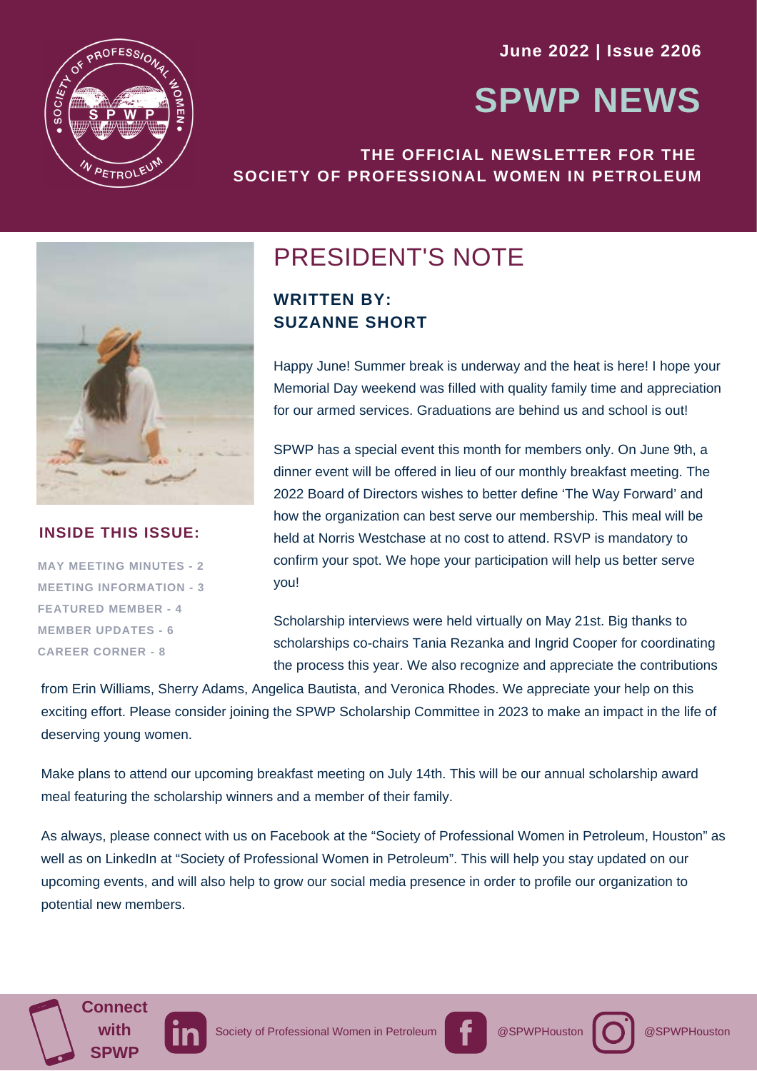June 2022 | Issue 2206

# SPWP NEWS

**THE OFFICIAL NEWSLETTER FOR THE SOCIETY OF PROFESSIONAL WOMEN IN PETROLEUM**

### INSIDE THIS ISSUE:

- MAY MEETING MINUTES - 2
- MEETING INFORMATION - 3
- FEATURED MEMBER - 4
- MEMBER UPDATES - 6
- CAREER CORNER - 8

## PRESIDENT'S NOTE

**WRITTEN BY: SUZANNE SHORT**

Happy June! Summer break is underway and the heat is here! I hope your Memorial Day weekend was filled with quality family time and appreciation for our armed services. Graduations are behind us and school is out!

SPWP has a special event this month for members only. On June 9th, a dinner event will be offered in lieu of our monthly breakfast meeting. The 2022 Board of Directors wishes to better define 'The Way Forward' and how the organization can best serve our membership. This meal will be held at Norris Westchase at no cost to attend. RSVP is mandatory to confirm your spot. We hope your participation will help us better serve you!

Scholarship interviews were held virtually on May 21st. Big thanks to scholarships co-chairs Tania Rezanka and Ingrid Cooper for coordinating the process this year. We also recognize and appreciate the contributions from Erin Williams, Sherry Adams, Angelica Bautista, and Veronica Rhodes. We appreciate your help on this exciting effort. Please consider joining the SPWP Scholarship Committee in 2023 to make an impact in the life of deserving young women.

Make plans to attend our upcoming breakfast meeting on July 14th. This will be our annual scholarship award meal featuring the scholarship winners and a member of their family.

As always, please connect with us on Facebook at the "Society of Professional Women in Petroleum, Houston" as well as on LinkedIn at "Society of Professional Women in Petroleum". This will help you stay updated on our upcoming events, and will also help to grow our social media presence in order to profile our organization to potential new members.

**Connect with SPWP**

LinkedIn: Society of Professional Women in Petroleum | Facebook: @SPWPHouston | Instagram: @SPWPHouston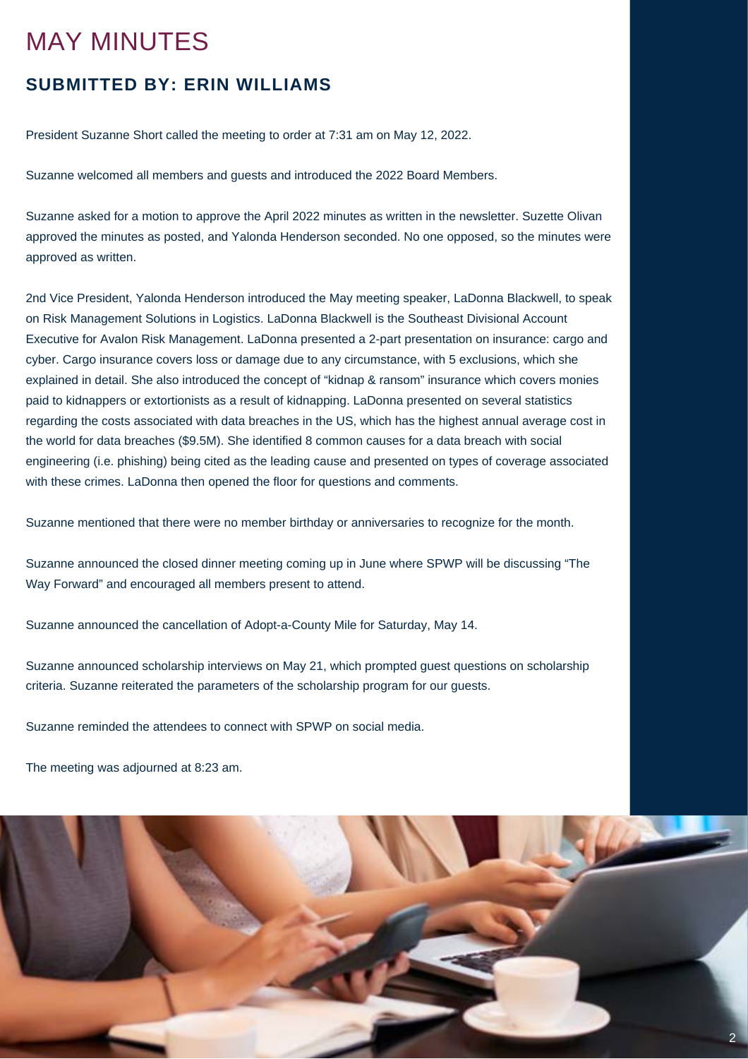# MAY MINUTES

## SUBMITTED BY: ERIN WILLIAMS

President Suzanne Short called the meeting to order at 7:31 am on May 12, 2022.

Suzanne welcomed all members and guests and introduced the 2022 Board Members.

Suzanne asked for a motion to approve the April 2022 minutes as written in the newsletter. Suzette Olivan approved the minutes as posted, and Yalonda Henderson seconded. No one opposed, so the minutes were approved as written.

2nd Vice President, Yalonda Henderson introduced the May meeting speaker, LaDonna Blackwell, to speak on Risk Management Solutions in Logistics. LaDonna Blackwell is the Southeast Divisional Account Executive for Avalon Risk Management. LaDonna presented a 2-part presentation on insurance: cargo and cyber. Cargo insurance covers loss or damage due to any circumstance, with 5 exclusions, which she explained in detail. She also introduced the concept of "kidnap & ransom" insurance which covers monies paid to kidnappers or extortionists as a result of kidnapping. LaDonna presented on several statistics regarding the costs associated with data breaches in the US, which has the highest annual average cost in the world for data breaches ($9.5M). She identified 8 common causes for a data breach with social engineering (i.e. phishing) being cited as the leading cause and presented on types of coverage associated with these crimes. LaDonna then opened the floor for questions and comments.

Suzanne mentioned that there were no member birthday or anniversaries to recognize for the month.

Suzanne announced the closed dinner meeting coming up in June where SPWP will be discussing "The Way Forward" and encouraged all members present to attend.

Suzanne announced the cancellation of Adopt-a-County Mile for Saturday, May 14.

Suzanne announced scholarship interviews on May 21, which prompted guest questions on scholarship criteria. Suzanne reiterated the parameters of the scholarship program for our guests.

Suzanne reminded the attendees to connect with SPWP on social media.

The meeting was adjourned at 8:23 am.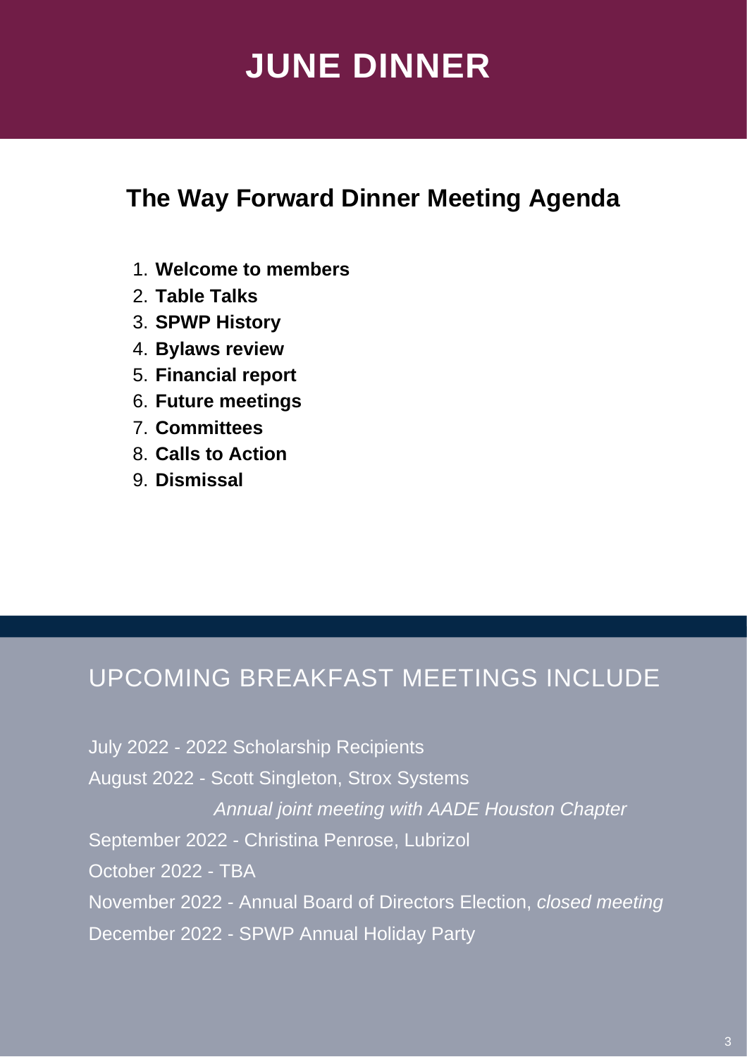# JUNE DINNER

## The Way Forward Dinner Meeting Agenda

1. **Welcome to members**
2. **Table Talks**
3. **SPWP History**
4. **Bylaws review**
5. **Financial report**
6. **Future meetings**
7. **Committees**
8. **Calls to Action**
9. **Dismissal**

## UPCOMING BREAKFAST MEETINGS INCLUDE

July 2022 - 2022 Scholarship Recipients

August 2022 - Scott Singleton, Strox Systems

*Annual joint meeting with AADE Houston Chapter*

September 2022 - Christina Penrose, Lubrizol

October 2022 - TBA

November 2022 - Annual Board of Directors Election, *closed meeting*

December 2022 - SPWP Annual Holiday Party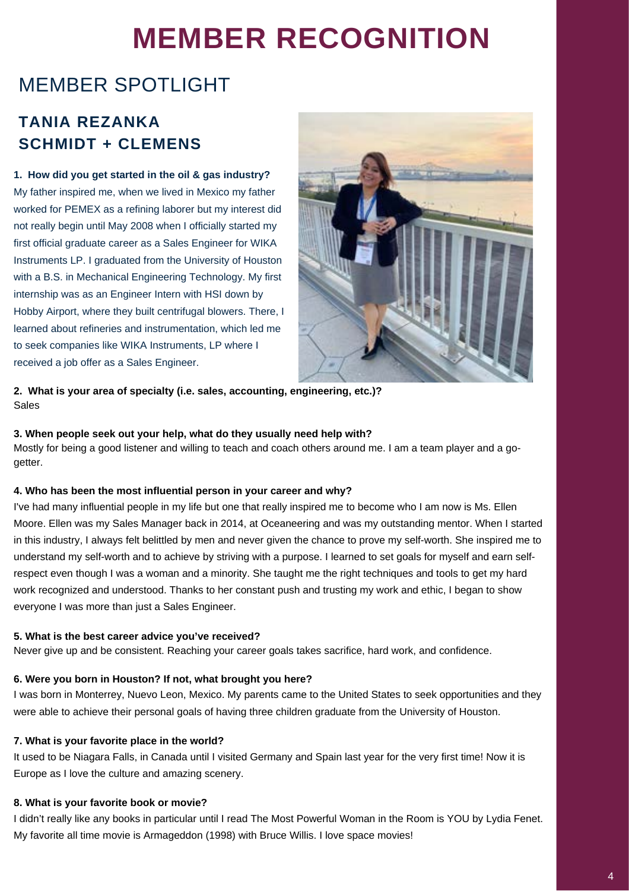# MEMBER RECOGNITION

## MEMBER SPOTLIGHT

### TANIA REZANKA
### SCHMIDT + CLEMENS

**1. How did you get started in the oil & gas industry?**
My father inspired me, when we lived in Mexico my father worked for PEMEX as a refining laborer but my interest did not really begin until May 2008 when I officially started my first official graduate career as a Sales Engineer for WIKA Instruments LP. I graduated from the University of Houston with a B.S. in Mechanical Engineering Technology. My first internship was as an Engineer Intern with HSI down by Hobby Airport, where they built centrifugal blowers. There, I learned about refineries and instrumentation, which led me to seek companies like WIKA Instruments, LP where I received a job offer as a Sales Engineer.

**2. What is your area of specialty (i.e. sales, accounting, engineering, etc.)?**
Sales

**3. When people seek out your help, what do they usually need help with?**
Mostly for being a good listener and willing to teach and coach others around me. I am a team player and a go-getter.

**4. Who has been the most influential person in your career and why?**
I've had many influential people in my life but one that really inspired me to become who I am now is Ms. Ellen Moore. Ellen was my Sales Manager back in 2014, at Oceaneering and was my outstanding mentor. When I started in this industry, I always felt belittled by men and never given the chance to prove my self-worth. She inspired me to understand my self-worth and to achieve by striving with a purpose. I learned to set goals for myself and earn self-respect even though I was a woman and a minority. She taught me the right techniques and tools to get my hard work recognized and understood. Thanks to her constant push and trusting my work and ethic, I began to show everyone I was more than just a Sales Engineer.

**5. What is the best career advice you've received?**
Never give up and be consistent. Reaching your career goals takes sacrifice, hard work, and confidence.

**6. Were you born in Houston? If not, what brought you here?**
I was born in Monterrey, Nuevo Leon, Mexico. My parents came to the United States to seek opportunities and they were able to achieve their personal goals of having three children graduate from the University of Houston.

**7. What is your favorite place in the world?**
It used to be Niagara Falls, in Canada until I visited Germany and Spain last year for the very first time! Now it is Europe as I love the culture and amazing scenery.

**8. What is your favorite book or movie?**
I didn't really like any books in particular until I read The Most Powerful Woman in the Room is YOU by Lydia Fenet. My favorite all time movie is Armageddon (1998) with Bruce Willis. I love space movies!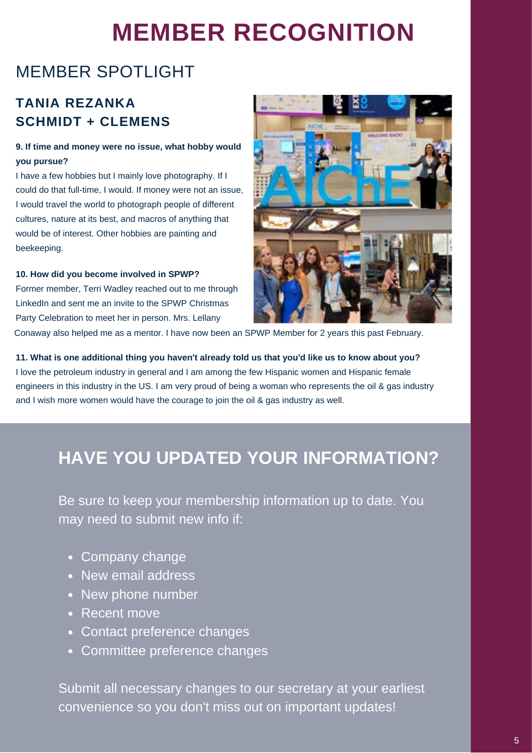# MEMBER RECOGNITION

## MEMBER SPOTLIGHT

### TANIA REZANKA
### SCHMIDT + CLEMENS

**9. If time and money were no issue, what hobby would you pursue?**

I have a few hobbies but I mainly love photography. If I could do that full-time, I would. If money were not an issue, I would travel the world to photograph people of different cultures, nature at its best, and macros of anything that would be of interest. Other hobbies are painting and beekeeping.

**10. How did you become involved in SPWP?**

Former member, Terri Wadley reached out to me through LinkedIn and sent me an invite to the SPWP Christmas Party Celebration to meet her in person. Mrs. Lellany Conaway also helped me as a mentor. I have now been an SPWP Member for 2 years this past February.

**11. What is one additional thing you haven't already told us that you'd like us to know about you?**

I love the petroleum industry in general and I am among the few Hispanic women and Hispanic female engineers in this industry in the US. I am very proud of being a woman who represents the oil & gas industry and I wish more women would have the courage to join the oil & gas industry as well.

## HAVE YOU UPDATED YOUR INFORMATION?

Be sure to keep your membership information up to date. You may need to submit new info if:

- Company change
- New email address
- New phone number
- Recent move
- Contact preference changes
- Committee preference changes

Submit all necessary changes to our secretary at your earliest convenience so you don't miss out on important updates!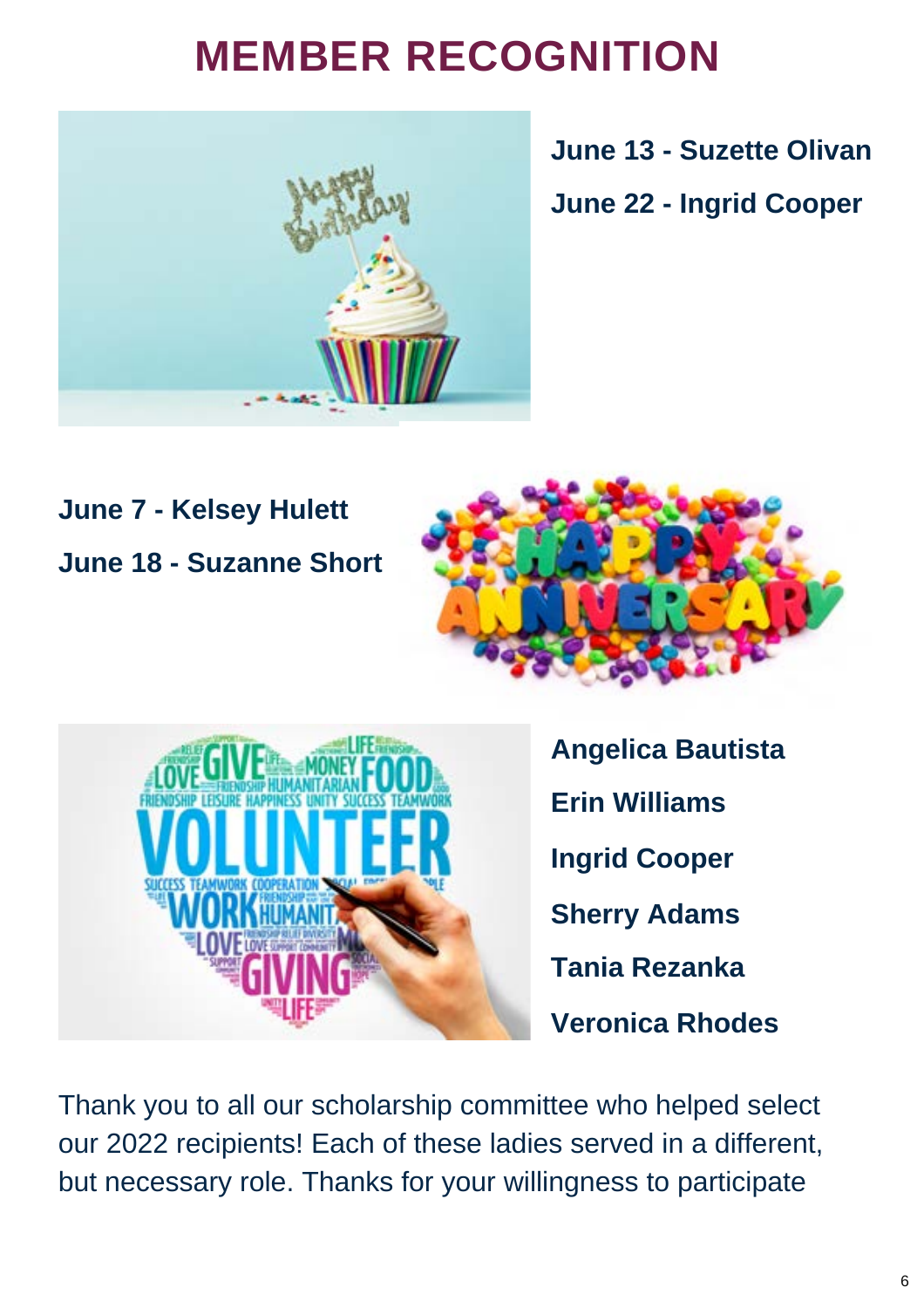# MEMBER RECOGNITION

**June 13 - Suzette Olivan**

**June 22 - Ingrid Cooper**

**June 7 - Kelsey Hulett**

**June 18 - Suzanne Short**

**Angelica Bautista**

**Erin Williams**

**Ingrid Cooper**

**Sherry Adams**

**Tania Rezanka**

**Veronica Rhodes**

Thank you to all our scholarship committee who helped select our 2022 recipients! Each of these ladies served in a different, but necessary role. Thanks for your willingness to participate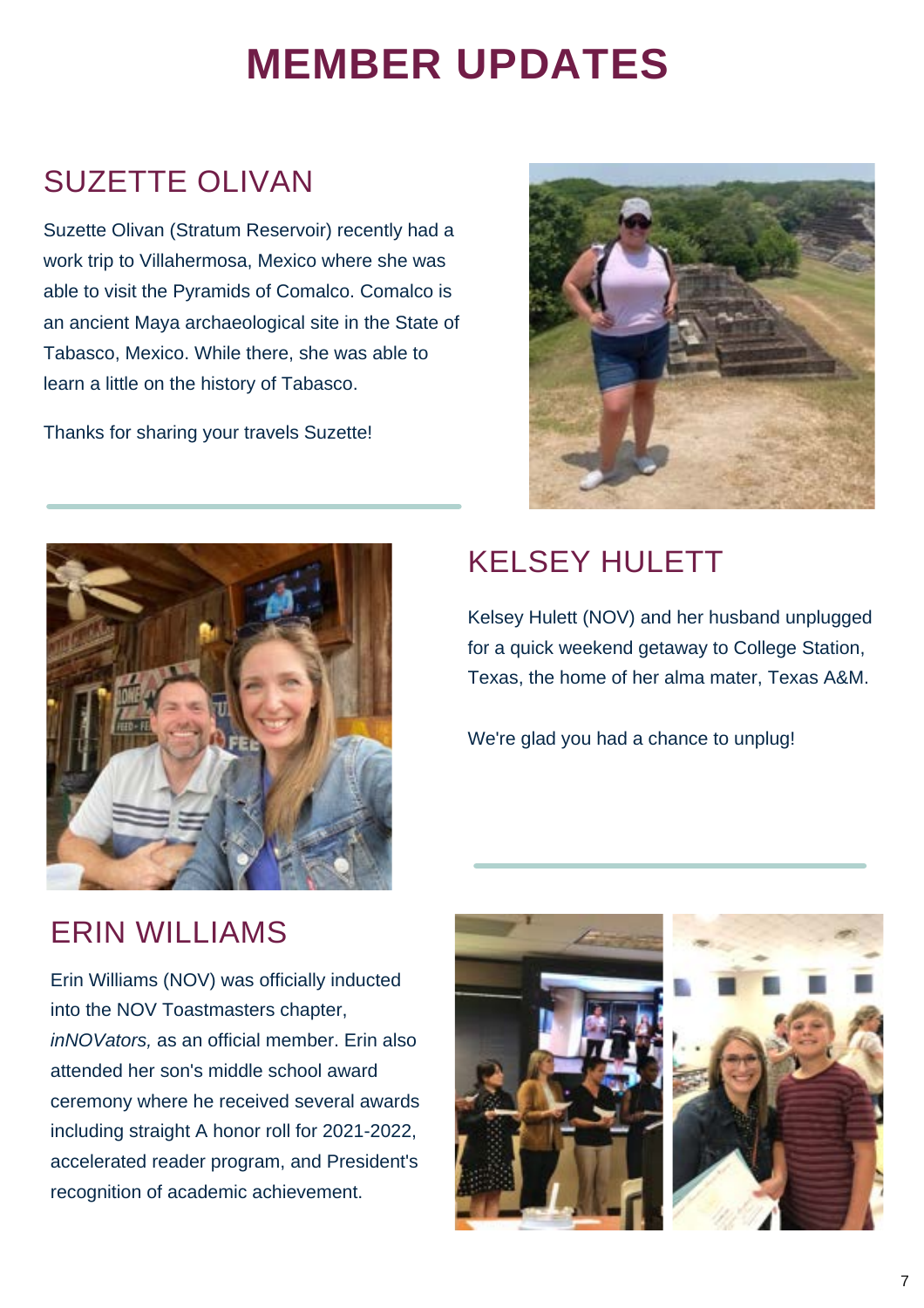# MEMBER UPDATES

## SUZETTE OLIVAN

Suzette Olivan (Stratum Reservoir) recently had a work trip to Villahermosa, Mexico where she was able to visit the Pyramids of Comalco. Comalco is an ancient Maya archaeological site in the State of Tabasco, Mexico. While there, she was able to learn a little on the history of Tabasco.

Thanks for sharing your travels Suzette!

## KELSEY HULETT

Kelsey Hulett (NOV) and her husband unplugged for a quick weekend getaway to College Station, Texas, the home of her alma mater, Texas A&M.

We're glad you had a chance to unplug!

## ERIN WILLIAMS

Erin Williams (NOV) was officially inducted into the NOV Toastmasters chapter, *inNOVators,* as an official member. Erin also attended her son's middle school award ceremony where he received several awards including straight A honor roll for 2021-2022, accelerated reader program, and President's recognition of academic achievement.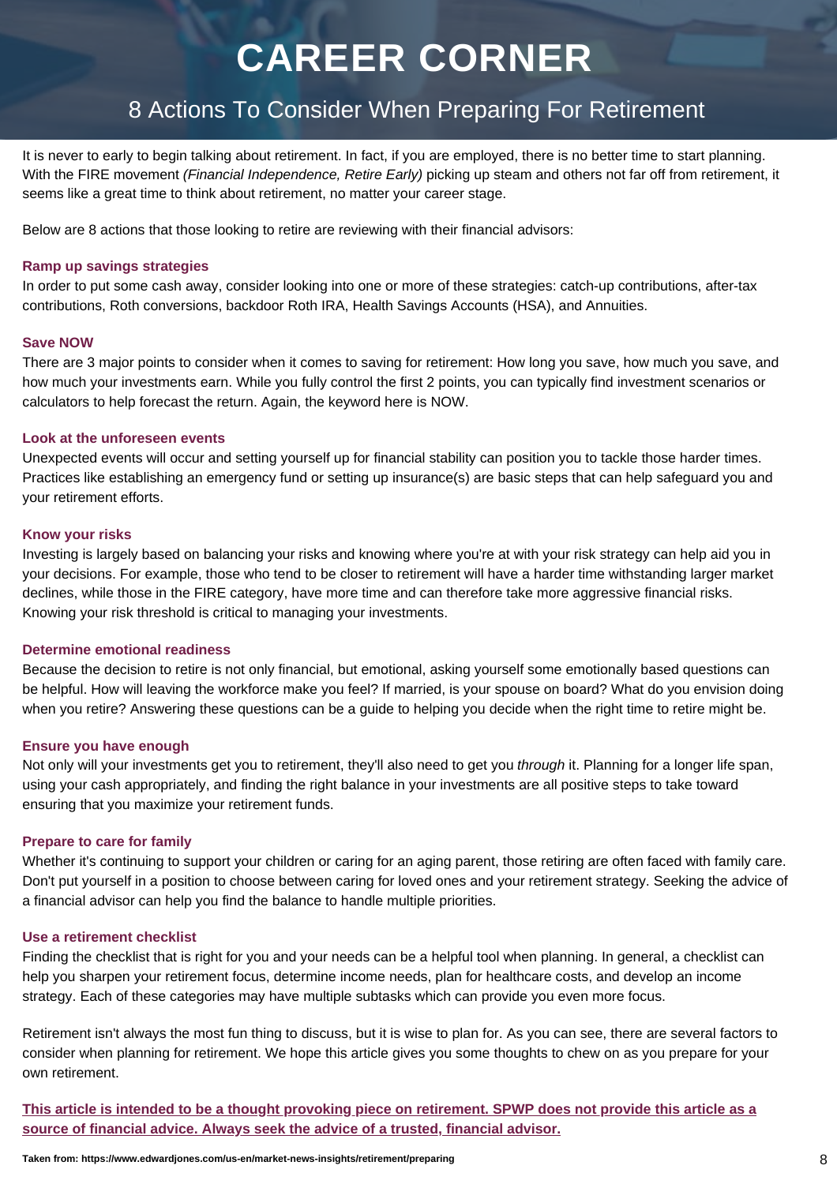# CAREER CORNER

## 8 Actions To Consider When Preparing For Retirement

It is never to early to begin talking about retirement. In fact, if you are employed, there is no better time to start planning. With the FIRE movement *(Financial Independence, Retire Early)* picking up steam and others not far off from retirement, it seems like a great time to think about retirement, no matter your career stage.

Below are 8 actions that those looking to retire are reviewing with their financial advisors:

### Ramp up savings strategies

In order to put some cash away, consider looking into one or more of these strategies: catch-up contributions, after-tax contributions, Roth conversions, backdoor Roth IRA, Health Savings Accounts (HSA), and Annuities.

### Save NOW

There are 3 major points to consider when it comes to saving for retirement: How long you save, how much you save, and how much your investments earn. While you fully control the first 2 points, you can typically find investment scenarios or calculators to help forecast the return. Again, the keyword here is NOW.

### Look at the unforeseen events

Unexpected events will occur and setting yourself up for financial stability can position you to tackle those harder times. Practices like establishing an emergency fund or setting up insurance(s) are basic steps that can help safeguard you and your retirement efforts.

### Know your risks

Investing is largely based on balancing your risks and knowing where you're at with your risk strategy can help aid you in your decisions. For example, those who tend to be closer to retirement will have a harder time withstanding larger market declines, while those in the FIRE category, have more time and can therefore take more aggressive financial risks. Knowing your risk threshold is critical to managing your investments.

### Determine emotional readiness

Because the decision to retire is not only financial, but emotional, asking yourself some emotionally based questions can be helpful. How will leaving the workforce make you feel? If married, is your spouse on board? What do you envision doing when you retire? Answering these questions can be a guide to helping you decide when the right time to retire might be.

### Ensure you have enough

Not only will your investments get you to retirement, they'll also need to get you *through* it. Planning for a longer life span, using your cash appropriately, and finding the right balance in your investments are all positive steps to take toward ensuring that you maximize your retirement funds.

### Prepare to care for family

Whether it's continuing to support your children or caring for an aging parent, those retiring are often faced with family care. Don't put yourself in a position to choose between caring for loved ones and your retirement strategy. Seeking the advice of a financial advisor can help you find the balance to handle multiple priorities.

### Use a retirement checklist

Finding the checklist that is right for you and your needs can be a helpful tool when planning. In general, a checklist can help you sharpen your retirement focus, determine income needs, plan for healthcare costs, and develop an income strategy. Each of these categories may have multiple subtasks which can provide you even more focus.

Retirement isn't always the most fun thing to discuss, but it is wise to plan for. As you can see, there are several factors to consider when planning for retirement. We hope this article gives you some thoughts to chew on as you prepare for your own retirement.

**This article is intended to be a thought provoking piece on retirement. SPWP does not provide this article as a source of financial advice. Always seek the advice of a trusted, financial advisor.**

**Taken from: https://www.edwardjones.com/us-en/market-news-insights/retirement/preparing**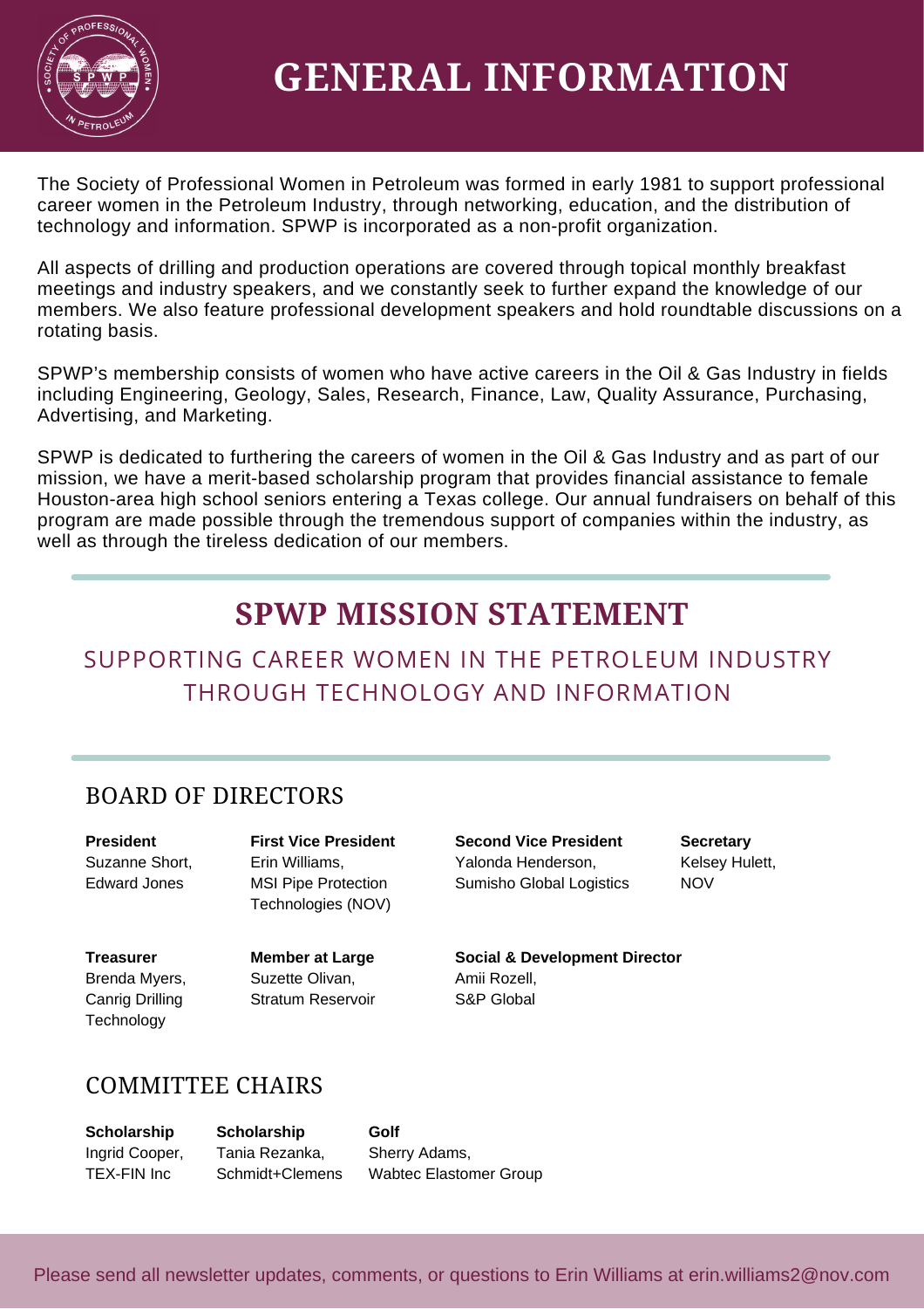# GENERAL INFORMATION

The Society of Professional Women in Petroleum was formed in early 1981 to support professional career women in the Petroleum Industry, through networking, education, and the distribution of technology and information. SPWP is incorporated as a non-profit organization.

All aspects of drilling and production operations are covered through topical monthly breakfast meetings and industry speakers, and we constantly seek to further expand the knowledge of our members. We also feature professional development speakers and hold roundtable discussions on a rotating basis.

SPWP's membership consists of women who have active careers in the Oil & Gas Industry in fields including Engineering, Geology, Sales, Research, Finance, Law, Quality Assurance, Purchasing, Advertising, and Marketing.

SPWP is dedicated to furthering the careers of women in the Oil & Gas Industry and as part of our mission, we have a merit-based scholarship program that provides financial assistance to female Houston-area high school seniors entering a Texas college. Our annual fundraisers on behalf of this program are made possible through the tremendous support of companies within the industry, as well as through the tireless dedication of our members.

## SPWP MISSION STATEMENT

SUPPORTING CAREER WOMEN IN THE PETROLEUM INDUSTRY THROUGH TECHNOLOGY AND INFORMATION

## BOARD OF DIRECTORS

**President**
Suzanne Short,
Edward Jones

**First Vice President**
Erin Williams,
MSI Pipe Protection Technologies (NOV)

**Second Vice President**
Yalonda Henderson,
Sumisho Global Logistics

**Secretary**
Kelsey Hulett,
NOV

**Treasurer**
Brenda Myers,
Canrig Drilling Technology

**Member at Large**
Suzette Olivan,
Stratum Reservoir

**Social & Development Director**
Amii Rozell,
S&P Global

## COMMITTEE CHAIRS

**Scholarship**
Ingrid Cooper,
TEX-FIN Inc

**Scholarship**
Tania Rezanka,
Schmidt+Clemens

**Golf**
Sherry Adams,
Wabtec Elastomer Group

Please send all newsletter updates, comments, or questions to Erin Williams at erin.williams2@nov.com